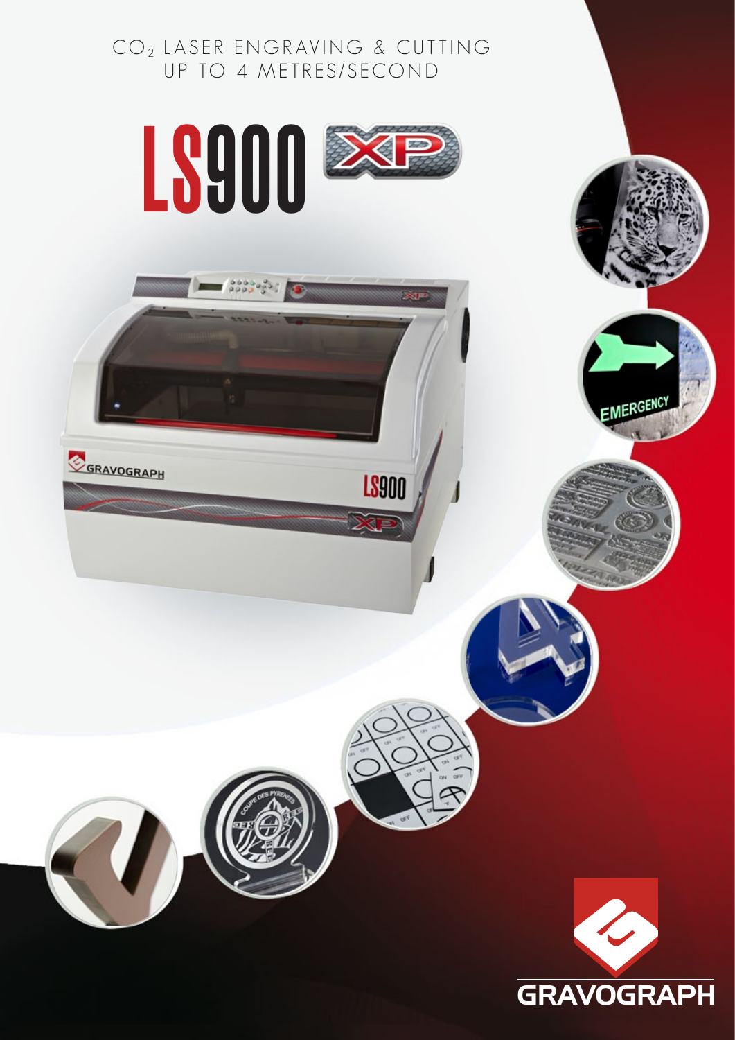$CO_2$ LASER ENGRAVING & CUTTING
UP TO 4 METRES/SECOND

# LS900 XP

GRAVOGRAPH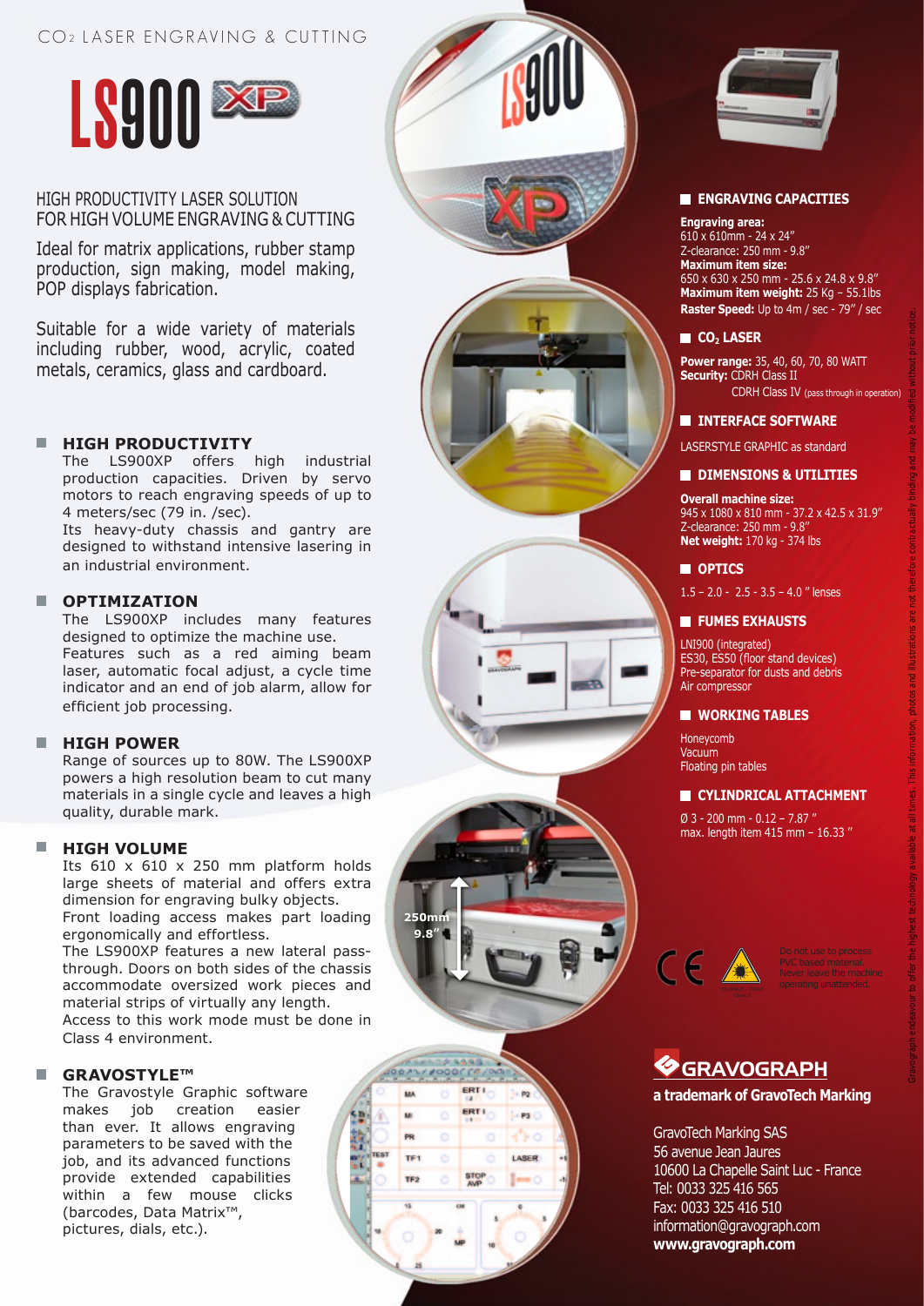CO2 LASER ENGRAVING & CUTTING

# LS900 XP

## HIGH PRODUCTIVITY LASER SOLUTION FOR HIGH VOLUME ENGRAVING & CUTTING

Ideal for matrix applications, rubber stamp production, sign making, model making, POP displays fabrication.

Suitable for a wide variety of materials including rubber, wood, acrylic, coated metals, ceramics, glass and cardboard.

### HIGH PRODUCTIVITY

The LS900XP offers high industrial production capacities. Driven by servo motors to reach engraving speeds of up to 4 meters/sec (79 in. /sec).
Its heavy-duty chassis and gantry are designed to withstand intensive lasering in an industrial environment.

### OPTIMIZATION

The LS900XP includes many features designed to optimize the machine use.
Features such as a red aiming beam laser, automatic focal adjust, a cycle time indicator and an end of job alarm, allow for efficient job processing.

### HIGH POWER

Range of sources up to 80W. The LS900XP powers a high resolution beam to cut many materials in a single cycle and leaves a high quality, durable mark.

### HIGH VOLUME

Its 610 x 610 x 250 mm platform holds large sheets of material and offers extra dimension for engraving bulky objects.
Front loading access makes part loading ergonomically and effortless.
The LS900XP features a new lateral pass-through. Doors on both sides of the chassis accommodate oversized work pieces and material strips of virtually any length.
Access to this work mode must be done in Class 4 environment.

### GRAVOSTYLE™

The Gravostyle Graphic software makes job creation easier than ever. It allows engraving parameters to be saved with the job, and its advanced functions provide extended capabilities within a few mouse clicks (barcodes, Data Matrix™, pictures, dials, etc.).

250mm
9.8"

### ENGRAVING CAPACITIES

**Engraving area:**
610 x 610mm - 24 x 24"
Z-clearance: 250 mm - 9.8"
**Maximum item size:**
650 x 630 x 250 mm - 25.6 x 24.8 x 9.8"
**Maximum item weight:** 25 Kg – 55.1lbs
**Raster Speed:** Up to 4m / sec - 79" / sec

### $CO_2$ LASER

**Power range:** 35, 40, 60, 70, 80 WATT
**Security:** CDRH Class II
CDRH Class IV (pass through in operation)

### INTERFACE SOFTWARE

LASERSTYLE GRAPHIC as standard

### DIMENSIONS & UTILITIES

**Overall machine size:**
945 x 1080 x 810 mm - 37.2 x 42.5 x 31.9"
Z-clearance: 250 mm - 9.8"
**Net weight:** 170 kg - 374 lbs

### OPTICS

1.5 – 2.0 - 2.5 - 3.5 – 4.0 " lenses

### FUMES EXHAUSTS

LNI900 (integrated)
ES30, ES50 (floor stand devices)
Pre-separator for dusts and debris
Air compressor

### WORKING TABLES

Honeycomb
Vacuum
Floating pin tables

### CYLINDRICAL ATTACHMENT

Ø 3 - 200 mm - 0.12 – 7.87 "
max. length item 415 mm – 16.33 "

CE

Do not use to process PVC based material. Never leave the machine operating unattended.

**GRAVOGRAPH**
**a trademark of GravoTech Marking**

GravoTech Marking SAS
56 avenue Jean Jaures
10600 La Chapelle Saint Luc - France
Tel: 0033 325 416 565
Fax: 0033 325 416 510
information@gravograph.com
**www.gravograph.com**

Gravograph endeavour to offer the highest technology available at all times. This information, photos and illustrations are not therefore contractually binding and may be modified without prior notice.